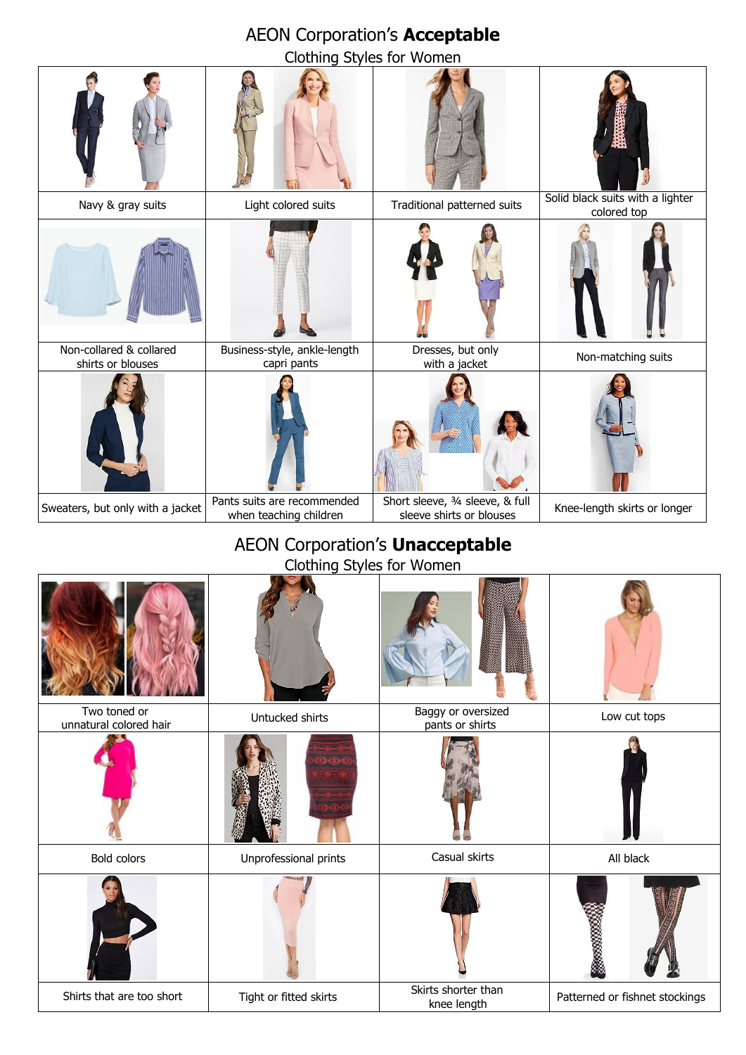# AEON Corporation's **Acceptable**

## Clothing Styles for Women

| | | | |
|---|---|---|---|
| Navy & gray suits | Light colored suits | Traditional patterned suits | Solid black suits with a lighter colored top |
| Non-collared & collared shirts or blouses | Business-style, ankle-length capri pants | Dresses, but only with a jacket | Non-matching suits |
| Sweaters, but only with a jacket | Pants suits are recommended when teaching children | Short sleeve, ¾ sleeve, & full sleeve shirts or blouses | Knee-length skirts or longer |

# AEON Corporation's **Unacceptable**

## Clothing Styles for Women

| | | | |
|---|---|---|---|
| Two toned or unnatural colored hair | Untucked shirts | Baggy or oversized pants or shirts | Low cut tops |
| Bold colors | Unprofessional prints | Casual skirts | All black |
| Shirts that are too short | Tight or fitted skirts | Skirts shorter than knee length | Patterned or fishnet stockings |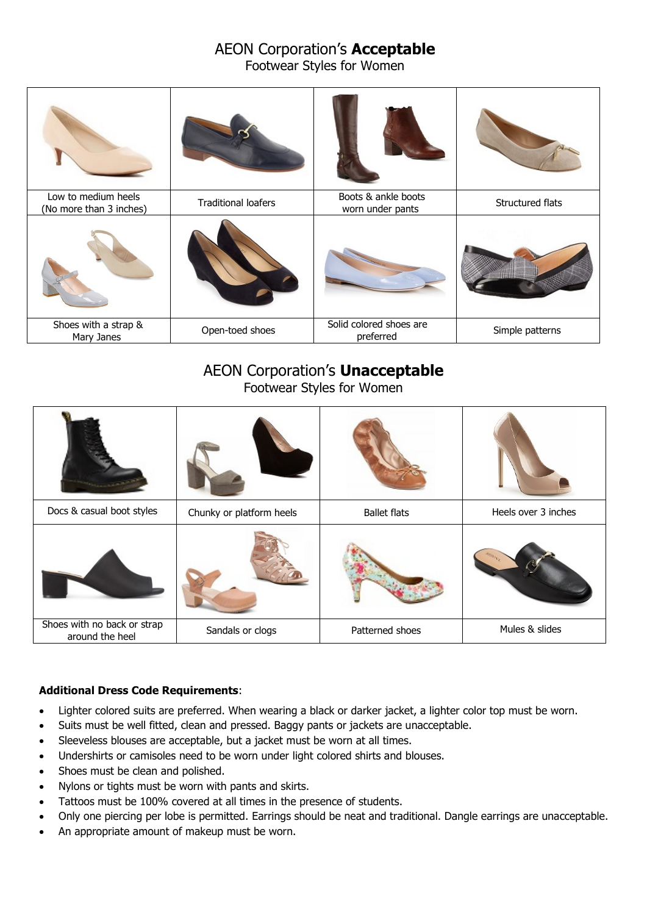## AEON Corporation's **Acceptable**
### Footwear Styles for Women

| | | | |
|---|---|---|---|
| Low to medium heels (No more than 3 inches) | Traditional loafers | Boots & ankle boots worn under pants | Structured flats |
| Shoes with a strap & Mary Janes | Open-toed shoes | Solid colored shoes are preferred | Simple patterns |

## AEON Corporation's **Unacceptable**
### Footwear Styles for Women

| | | | |
|---|---|---|---|
| Docs & casual boot styles | Chunky or platform heels | Ballet flats | Heels over 3 inches |
| Shoes with no back or strap around the heel | Sandals or clogs | Patterned shoes | Mules & slides |

**Additional Dress Code Requirements**:

- Lighter colored suits are preferred. When wearing a black or darker jacket, a lighter color top must be worn.
- Suits must be well fitted, clean and pressed. Baggy pants or jackets are unacceptable.
- Sleeveless blouses are acceptable, but a jacket must be worn at all times.
- Undershirts or camisoles need to be worn under light colored shirts and blouses.
- Shoes must be clean and polished.
- Nylons or tights must be worn with pants and skirts.
- Tattoos must be 100% covered at all times in the presence of students.
- Only one piercing per lobe is permitted. Earrings should be neat and traditional. Dangle earrings are unacceptable.
- An appropriate amount of makeup must be worn.